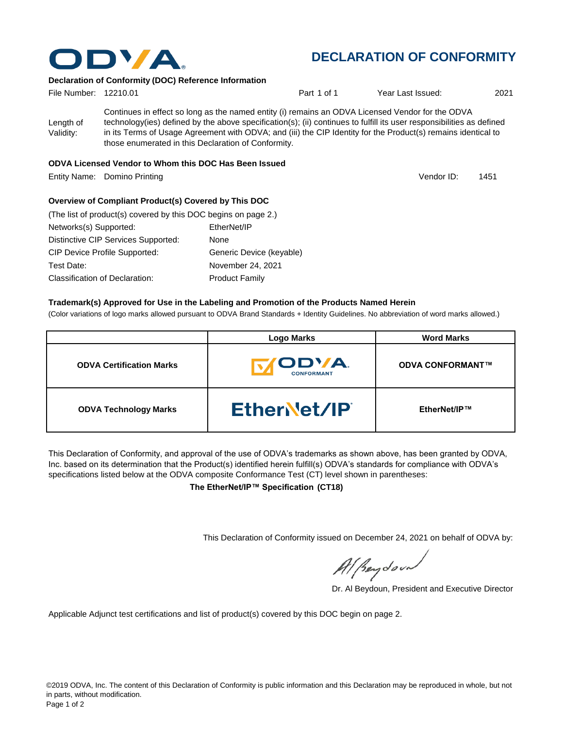# ODVA

# DECLARATION OF CONFORMITY

**Declaration of Conformity (DOC) Reference Information**

File Number: 12210.01 | Part 1 of 1 | Year Last Issued: 2021

Length of Validity: Continues in effect so long as the named entity (i) remains an ODVA Licensed Vendor for the ODVA technology(ies) defined by the above specification(s); (ii) continues to fulfill its user responsibilities as defined in its Terms of Usage Agreement with ODVA; and (iii) the CIP Identity for the Product(s) remains identical to those enumerated in this Declaration of Conformity.

**ODVA Licensed Vendor to Whom this DOC Has Been Issued**

Entity Name: Domino Printing | Vendor ID: 1451

**Overview of Compliant Product(s) Covered by This DOC**

(The list of product(s) covered by this DOC begins on page 2.)

| | |
|---|---|
| Networks(s) Supported: | EtherNet/IP |
| Distinctive CIP Services Supported: | None |
| CIP Device Profile Supported: | Generic Device (keyable) |
| Test Date: | November 24, 2021 |
| Classification of Declaration: | Product Family |

**Trademark(s) Approved for Use in the Labeling and Promotion of the Products Named Herein**

(Color variations of logo marks allowed pursuant to ODVA Brand Standards + Identity Guidelines. No abbreviation of word marks allowed.)

| | Logo Marks | Word Marks |
|---|---|---|
| **ODVA Certification Marks** | ODVA CONFORMANT | **ODVA CONFORMANT™** |
| **ODVA Technology Marks** | EtherNet/IP | **EtherNet/IP™** |

This Declaration of Conformity, and approval of the use of ODVA's trademarks as shown above, has been granted by ODVA, Inc. based on its determination that the Product(s) identified herein fulfill(s) ODVA's standards for compliance with ODVA's specifications listed below at the ODVA composite Conformance Test (CT) level shown in parentheses:

**The EtherNet/IP™ Specification (CT18)**

This Declaration of Conformity issued on December 24, 2021 on behalf of ODVA by:

Dr. Al Beydoun, President and Executive Director

Applicable Adjunct test certifications and list of product(s) covered by this DOC begin on page 2.

©2019 ODVA, Inc. The content of this Declaration of Conformity is public information and this Declaration may be reproduced in whole, but not in parts, without modification.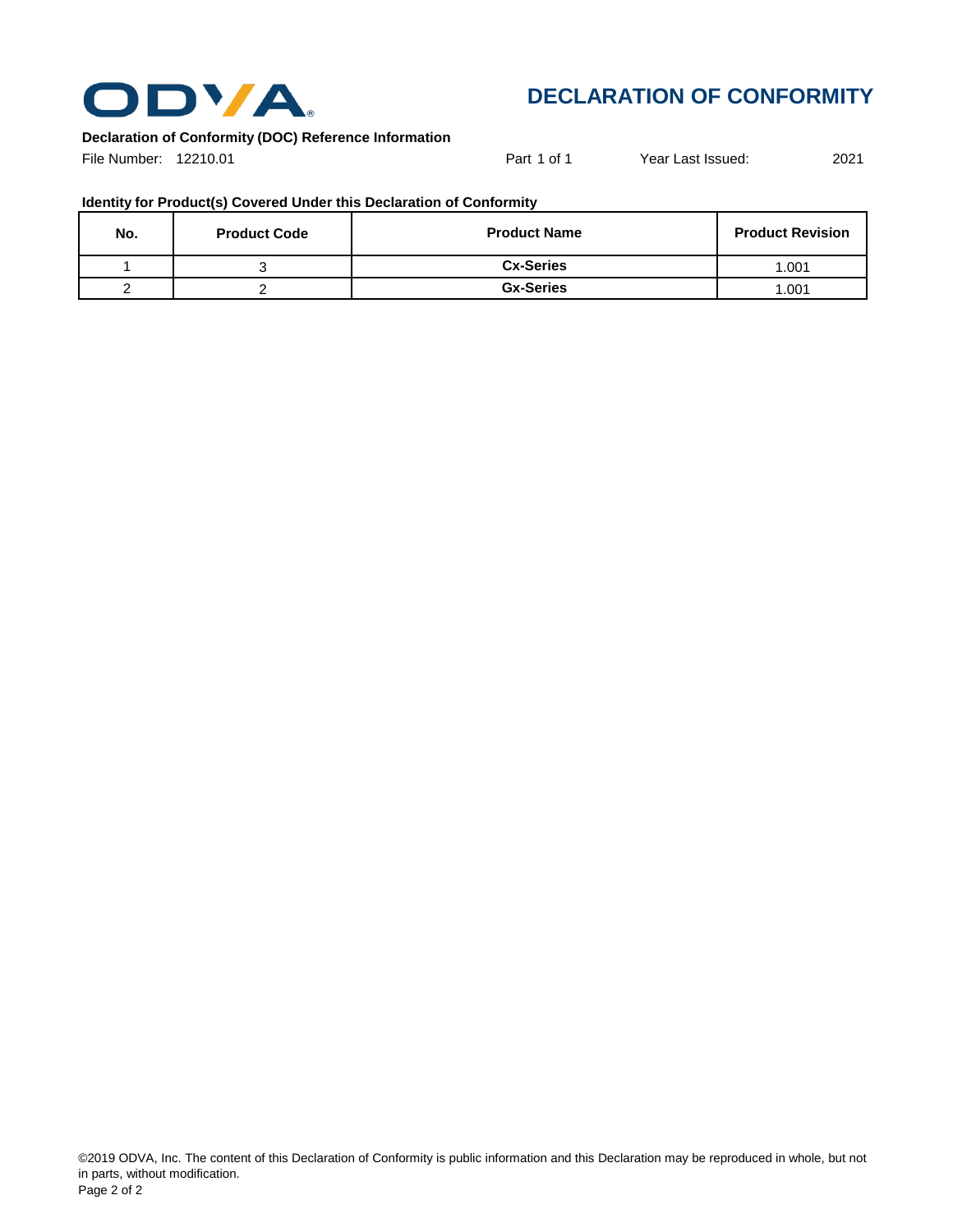# DECLARATION OF CONFORMITY

**Declaration of Conformity (DOC) Reference Information**

File Number: 12210.01 Part 1 of 1 Year Last Issued: 2021

**Identity for Product(s) Covered Under this Declaration of Conformity**

| No. | Product Code | Product Name | Product Revision |
|---|---|---|---|
| 1 | 3 | **Cx-Series** | 1.001 |
| 2 | 2 | **Gx-Series** | 1.001 |

©2019 ODVA, Inc. The content of this Declaration of Conformity is public information and this Declaration may be reproduced in whole, but not in parts, without modification.